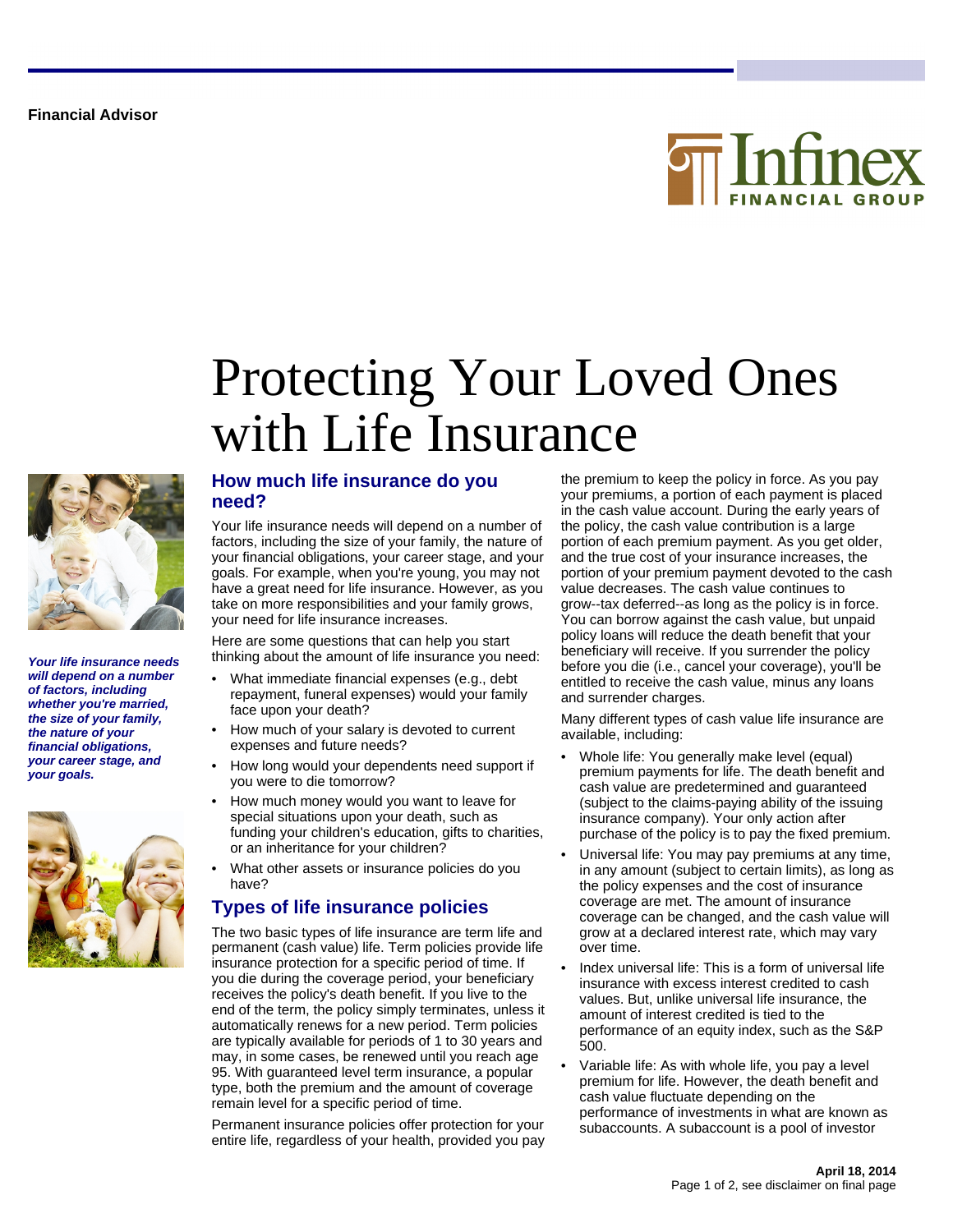Financial Advisor

# Protecting Your Loved Ones with Life Insurance

***Your life insurance needs will depend on a number of factors, including whether you're married, the size of your family, the nature of your financial obligations, your career stage, and your goals.***

## How much life insurance do you need?

Your life insurance needs will depend on a number of factors, including the size of your family, the nature of your financial obligations, your career stage, and your goals. For example, when you're young, you may not have a great need for life insurance. However, as you take on more responsibilities and your family grows, your need for life insurance increases.

Here are some questions that can help you start thinking about the amount of life insurance you need:

- What immediate financial expenses (e.g., debt repayment, funeral expenses) would your family face upon your death?
- How much of your salary is devoted to current expenses and future needs?
- How long would your dependents need support if you were to die tomorrow?
- How much money would you want to leave for special situations upon your death, such as funding your children's education, gifts to charities, or an inheritance for your children?
- What other assets or insurance policies do you have?

## Types of life insurance policies

The two basic types of life insurance are term life and permanent (cash value) life. Term policies provide life insurance protection for a specific period of time. If you die during the coverage period, your beneficiary receives the policy's death benefit. If you live to the end of the term, the policy simply terminates, unless it automatically renews for a new period. Term policies are typically available for periods of 1 to 30 years and may, in some cases, be renewed until you reach age 95. With guaranteed level term insurance, a popular type, both the premium and the amount of coverage remain level for a specific period of time.

Permanent insurance policies offer protection for your entire life, regardless of your health, provided you pay the premium to keep the policy in force. As you pay your premiums, a portion of each payment is placed in the cash value account. During the early years of the policy, the cash value contribution is a large portion of each premium payment. As you get older, and the true cost of your insurance increases, the portion of your premium payment devoted to the cash value decreases. The cash value continues to grow--tax deferred--as long as the policy is in force. You can borrow against the cash value, but unpaid policy loans will reduce the death benefit that your beneficiary will receive. If you surrender the policy before you die (i.e., cancel your coverage), you'll be entitled to receive the cash value, minus any loans and surrender charges.

Many different types of cash value life insurance are available, including:

- Whole life: You generally make level (equal) premium payments for life. The death benefit and cash value are predetermined and guaranteed (subject to the claims-paying ability of the issuing insurance company). Your only action after purchase of the policy is to pay the fixed premium.
- Universal life: You may pay premiums at any time, in any amount (subject to certain limits), as long as the policy expenses and the cost of insurance coverage are met. The amount of insurance coverage can be changed, and the cash value will grow at a declared interest rate, which may vary over time.
- Index universal life: This is a form of universal life insurance with excess interest credited to cash values. But, unlike universal life insurance, the amount of interest credited is tied to the performance of an equity index, such as the S&P 500.
- Variable life: As with whole life, you pay a level premium for life. However, the death benefit and cash value fluctuate depending on the performance of investments in what are known as subaccounts. A subaccount is a pool of investor

**April 18, 2014**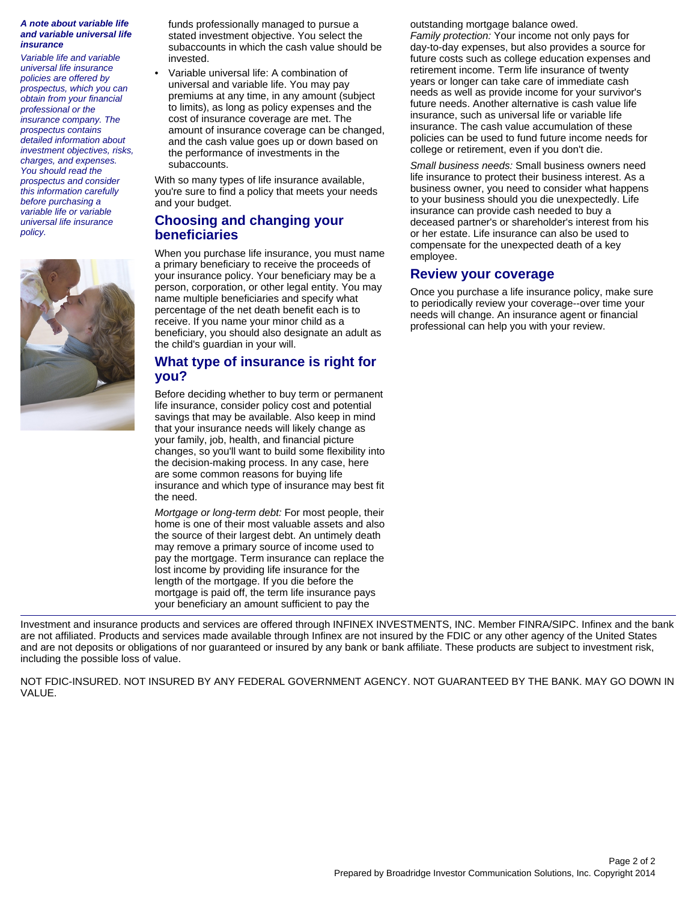**A note about variable life and variable universal life insurance**

*Variable life and variable universal life insurance policies are offered by prospectus, which you can obtain from your financial professional or the insurance company. The prospectus contains detailed information about investment objectives, risks, charges, and expenses. You should read the prospectus and consider this information carefully before purchasing a variable life or variable universal life insurance policy.*

funds professionally managed to pursue a stated investment objective. You select the subaccounts in which the cash value should be invested.

- Variable universal life: A combination of universal and variable life. You may pay premiums at any time, in any amount (subject to limits), as long as policy expenses and the cost of insurance coverage are met. The amount of insurance coverage can be changed, and the cash value goes up or down based on the performance of investments in the subaccounts.

With so many types of life insurance available, you're sure to find a policy that meets your needs and your budget.

## Choosing and changing your beneficiaries

When you purchase life insurance, you must name a primary beneficiary to receive the proceeds of your insurance policy. Your beneficiary may be a person, corporation, or other legal entity. You may name multiple beneficiaries and specify what percentage of the net death benefit each is to receive. If you name your minor child as a beneficiary, you should also designate an adult as the child's guardian in your will.

## What type of insurance is right for you?

Before deciding whether to buy term or permanent life insurance, consider policy cost and potential savings that may be available. Also keep in mind that your insurance needs will likely change as your family, job, health, and financial picture changes, so you'll want to build some flexibility into the decision-making process. In any case, here are some common reasons for buying life insurance and which type of insurance may best fit the need.

*Mortgage or long-term debt:* For most people, their home is one of their most valuable assets and also the source of their largest debt. An untimely death may remove a primary source of income used to pay the mortgage. Term insurance can replace the lost income by providing life insurance for the length of the mortgage. If you die before the mortgage is paid off, the term life insurance pays your beneficiary an amount sufficient to pay the outstanding mortgage balance owed.

*Family protection:* Your income not only pays for day-to-day expenses, but also provides a source for future costs such as college education expenses and retirement income. Term life insurance of twenty years or longer can take care of immediate cash needs as well as provide income for your survivor's future needs. Another alternative is cash value life insurance, such as universal life or variable life insurance. The cash value accumulation of these policies can be used to fund future income needs for college or retirement, even if you don't die.

*Small business needs:* Small business owners need life insurance to protect their business interest. As a business owner, you need to consider what happens to your business should you die unexpectedly. Life insurance can provide cash needed to buy a deceased partner's or shareholder's interest from his or her estate. Life insurance can also be used to compensate for the unexpected death of a key employee.

## Review your coverage

Once you purchase a life insurance policy, make sure to periodically review your coverage--over time your needs will change. An insurance agent or financial professional can help you with your review.

---

Investment and insurance products and services are offered through INFINEX INVESTMENTS, INC. Member FINRA/SIPC. Infinex and the bank are not affiliated. Products and services made available through Infinex are not insured by the FDIC or any other agency of the United States and are not deposits or obligations of nor guaranteed or insured by any bank or bank affiliate. These products are subject to investment risk, including the possible loss of value.

NOT FDIC-INSURED. NOT INSURED BY ANY FEDERAL GOVERNMENT AGENCY. NOT GUARANTEED BY THE BANK. MAY GO DOWN IN VALUE.

Prepared by Broadridge Investor Communication Solutions, Inc. Copyright 2014